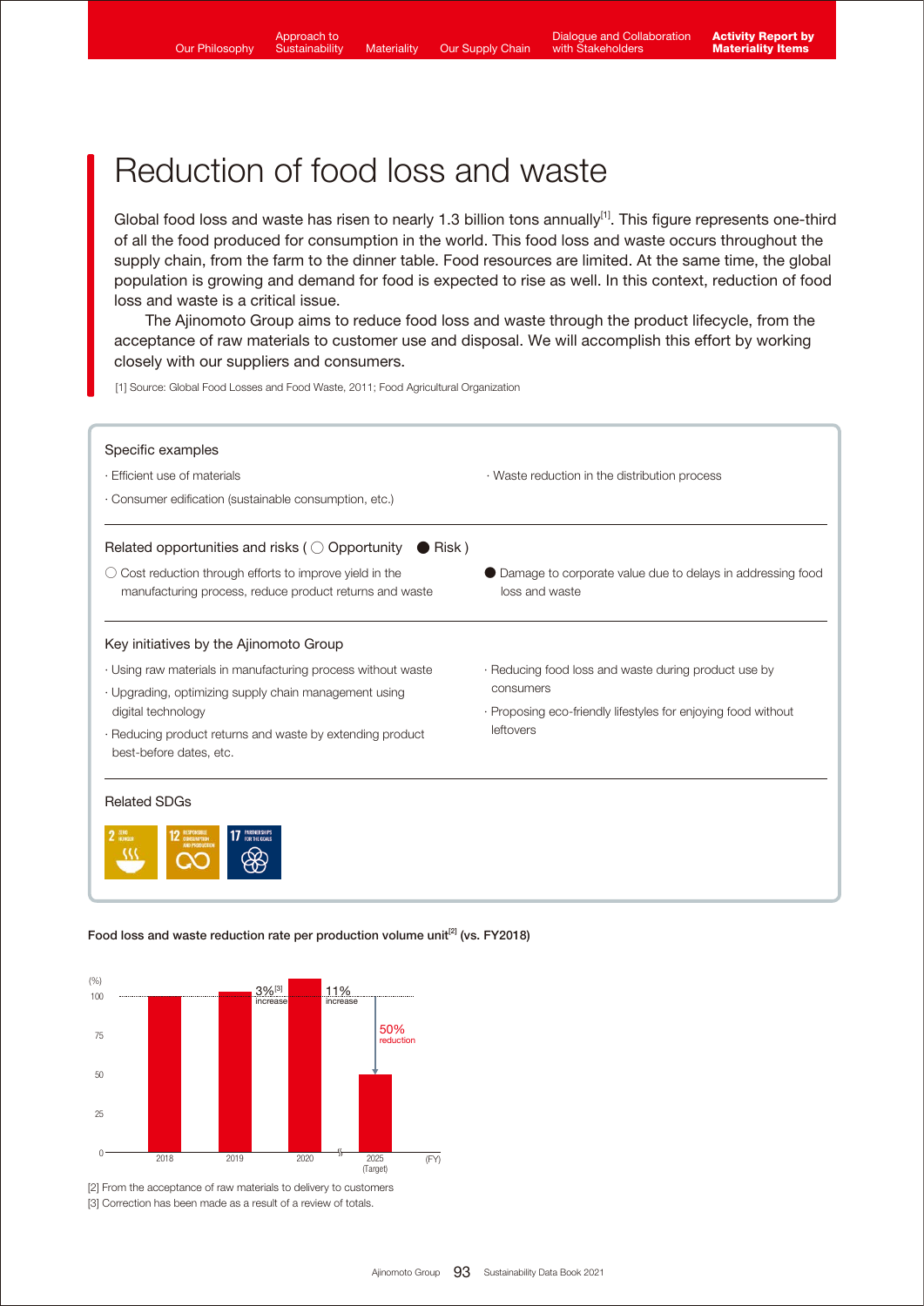# Reduction of food loss and waste

Global food loss and waste has risen to nearly 1.3 billion tons annually[1]. This figure represents one-third of all the food produced for consumption in the world. This food loss and waste occurs throughout the supply chain, from the farm to the dinner table. Food resources are limited. At the same time, the global population is growing and demand for food is expected to rise as well. In this context, reduction of food loss and waste is a critical issue.

The Ajinomoto Group aims to reduce food loss and waste through the product lifecycle, from the acceptance of raw materials to customer use and disposal. We will accomplish this effort by working closely with our suppliers and consumers.

[1] Source: Global Food Losses and Food Waste, 2011; Food Agricultural Organization

**Specific examples**

- Efficient use of materials
- Consumer edification (sustainable consumption, etc.)
- Waste reduction in the distribution process

**Related opportunities and risks** (○ Opportunity ● Risk)

○ Cost reduction through efforts to improve yield in the manufacturing process, reduce product returns and waste

● Damage to corporate value due to delays in addressing food loss and waste

**Key initiatives by the Ajinomoto Group**

- Using raw materials in manufacturing process without waste
- Upgrading, optimizing supply chain management using digital technology
- Reducing product returns and waste by extending product best-before dates, etc.
- Reducing food loss and waste during product use by consumers
- Proposing eco-friendly lifestyles for enjoying food without leftovers

**Related SDGs**

2 ZERO HUNGER / 12 RESPONSIBLE CONSUMPTION AND PRODUCTION / 17 PARTNERSHIPS FOR THE GOALS

**Food loss and waste reduction rate per production volume unit[2] (vs. FY2018)**

| FY | (%) |
|---|---|
| 2018 | 100 |
| 2019 | 3%[3] increase |
| 2020 | 11% increase |
| 2025 (Target) | 50% reduction |

[2] From the acceptance of raw materials to delivery to customers

[3] Correction has been made as a result of a review of totals.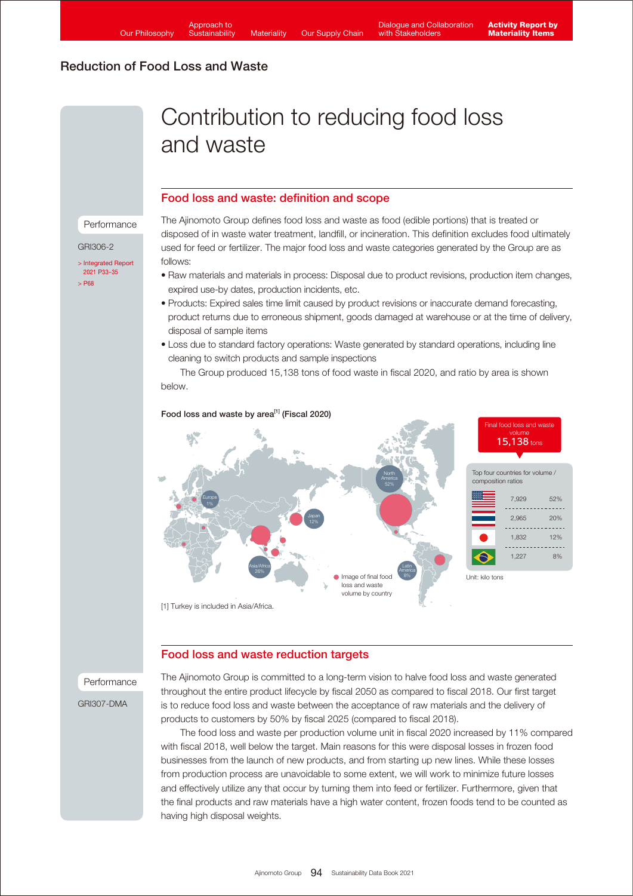## Reduction of Food Loss and Waste

# Contribution to reducing food loss and waste

## Food loss and waste: definition and scope

Performance

GRI306-2

> Integrated Report 2021 P33–35

> P68

The Ajinomoto Group defines food loss and waste as food (edible portions) that is treated or disposed of in waste water treatment, landfill, or incineration. This definition excludes food ultimately used for feed or fertilizer. The major food loss and waste categories generated by the Group are as follows:

- Raw materials and materials in process: Disposal due to product revisions, production item changes, expired use-by dates, production incidents, etc.
- Products: Expired sales time limit caused by product revisions or inaccurate demand forecasting, product returns due to erroneous shipment, goods damaged at warehouse or at the time of delivery, disposal of sample items
- Loss due to standard factory operations: Waste generated by standard operations, including line cleaning to switch products and sample inspections

The Group produced 15,138 tons of food waste in fiscal 2020, and ratio by area is shown below.

**Food loss and waste by area[1] (Fiscal 2020)**

North America 52%, Asia/Africa 26%, Japan 12%, Latin America 8%, Europe 1%

Image of final food loss and waste volume by country

Final food loss and waste volume 15,138 tons

Top four countries for volume / composition ratios

| Country | Volume | Ratio |
|---|---|---|
| United States | 7,929 | 52% |
| Thailand | 2,965 | 20% |
| Japan | 1,832 | 12% |
| Brazil | 1,227 | 8% |

Unit: kilo tons

[1] Turkey is included in Asia/Africa.

## Food loss and waste reduction targets

Performance

GRI307-DMA

The Ajinomoto Group is committed to a long-term vision to halve food loss and waste generated throughout the entire product lifecycle by fiscal 2050 as compared to fiscal 2018. Our first target is to reduce food loss and waste between the acceptance of raw materials and the delivery of products to customers by 50% by fiscal 2025 (compared to fiscal 2018).

The food loss and waste per production volume unit in fiscal 2020 increased by 11% compared with fiscal 2018, well below the target. Main reasons for this were disposal losses in frozen food businesses from the launch of new products, and from starting up new lines. While these losses from production process are unavoidable to some extent, we will work to minimize future losses and effectively utilize any that occur by turning them into feed or fertilizer. Furthermore, given that the final products and raw materials have a high water content, frozen foods tend to be counted as having high disposal weights.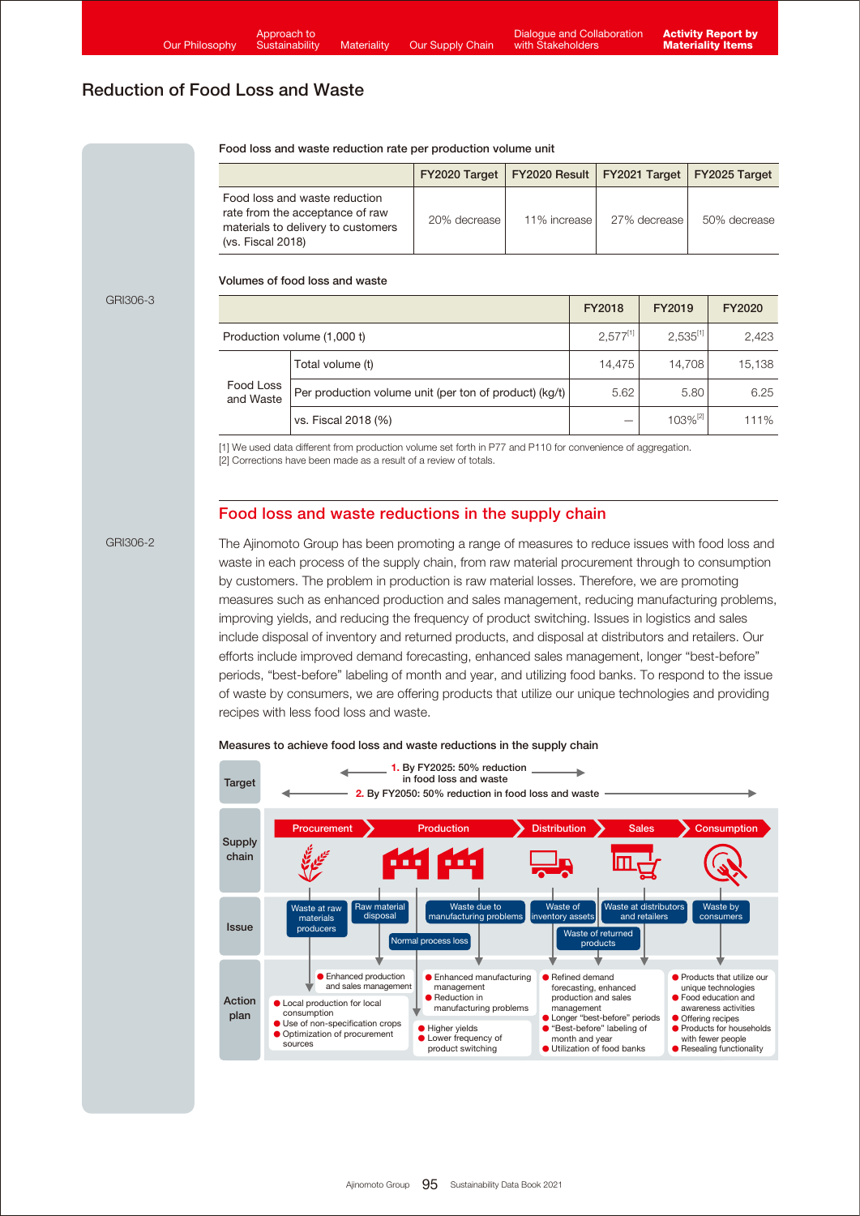## Reduction of Food Loss and Waste

**Food loss and waste reduction rate per production volume unit**

| | FY2020 Target | FY2020 Result | FY2021 Target | FY2025 Target |
|---|---|---|---|---|
| Food loss and waste reduction rate from the acceptance of raw materials to delivery to customers (vs. Fiscal 2018) | 20% decrease | 11% increase | 27% decrease | 50% decrease |

GRI306-3

**Volumes of food loss and waste**

| | | FY2018 | FY2019 | FY2020 |
|---|---|---|---|---|
| Production volume (1,000 t) | | 2,577[1] | 2,535[1] | 2,423 |
| Food Loss and Waste | Total volume (t) | 14,475 | 14,708 | 15,138 |
| | Per production volume unit (per ton of product) (kg/t) | 5.62 | 5.80 | 6.25 |
| | vs. Fiscal 2018 (%) | — | 103%[2] | 111% |

[1] We used data different from production volume set forth in P77 and P110 for convenience of aggregation.
[2] Corrections have been made as a result of a review of totals.

GRI306-2

## Food loss and waste reductions in the supply chain

The Ajinomoto Group has been promoting a range of measures to reduce issues with food loss and waste in each process of the supply chain, from raw material procurement through to consumption by customers. The problem in production is raw material losses. Therefore, we are promoting measures such as enhanced production and sales management, reducing manufacturing problems, improving yields, and reducing the frequency of product switching. Issues in logistics and sales include disposal of inventory and returned products, and disposal at distributors and retailers. Our efforts include improved demand forecasting, enhanced sales management, longer "best-before" periods, "best-before" labeling of month and year, and utilizing food banks. To respond to the issue of waste by consumers, we are offering products that utilize our unique technologies and providing recipes with less food loss and waste.

**Measures to achieve food loss and waste reductions in the supply chain**

**Target**
1. By FY2025: 50% reduction in food loss and waste
2. By FY2050: 50% reduction in food loss and waste

| Supply chain | Procurement | Production | Distribution | Sales | Consumption |
|---|---|---|---|---|---|
| Issue | Waste at raw materials producers; Raw material disposal | Waste due to manufacturing problems; Normal process loss | Waste of inventory assets; Waste of returned products | Waste at distributors and retailers | Waste by consumers |
| Action plan | ● Enhanced production and sales management<br>● Local production for local consumption<br>● Use of non-specification crops<br>● Optimization of procurement sources | ● Enhanced manufacturing management<br>● Reduction in manufacturing problems<br>● Higher yields<br>● Lower frequency of product switching | ● Refined demand forecasting, enhanced production and sales management<br>● Longer "best-before" periods<br>● "Best-before" labeling of month and year<br>● Utilization of food banks | | ● Products that utilize our unique technologies<br>● Food education and awareness activities<br>● Offering recipes<br>● Products for households with fewer people<br>● Resealing functionality |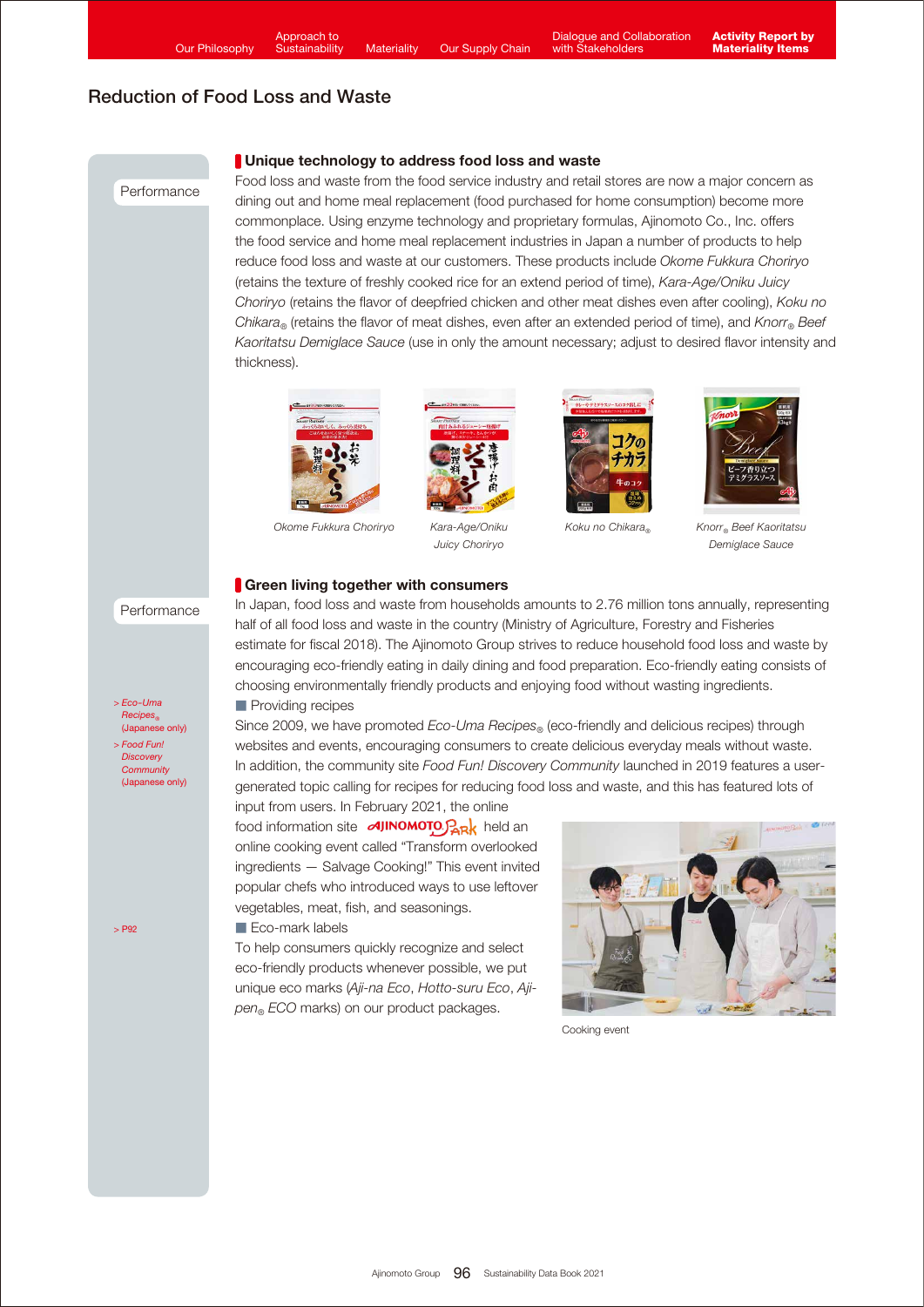## Reduction of Food Loss and Waste

Performance

### Unique technology to address food loss and waste

Food loss and waste from the food service industry and retail stores are now a major concern as dining out and home meal replacement (food purchased for home consumption) become more commonplace. Using enzyme technology and proprietary formulas, Ajinomoto Co., Inc. offers the food service and home meal replacement industries in Japan a number of products to help reduce food loss and waste at our customers. These products include *Okome Fukkura Choriryo* (retains the texture of freshly cooked rice for an extend period of time), *Kara-Age/Oniku Juicy Choriryo* (retains the flavor of deepfried chicken and other meat dishes even after cooling), *Koku no Chikara®* (retains the flavor of meat dishes, even after an extended period of time), and *Knorr® Beef Kaoritatsu Demiglace Sauce* (use in only the amount necessary; adjust to desired flavor intensity and thickness).

*Okome Fukkura Choriryo*

*Kara-Age/Oniku Juicy Choriryo*

*Koku no Chikara®*

*Knorr® Beef Kaoritatsu Demiglace Sauce*

Performance

> *Eco-Uma Recipes®* (Japanese only)

> *Food Fun! Discovery Community* (Japanese only)

> P92

### Green living together with consumers

In Japan, food loss and waste from households amounts to 2.76 million tons annually, representing half of all food loss and waste in the country (Ministry of Agriculture, Forestry and Fisheries estimate for fiscal 2018). The Ajinomoto Group strives to reduce household food loss and waste by encouraging eco-friendly eating in daily dining and food preparation. Eco-friendly eating consists of choosing environmentally friendly products and enjoying food without wasting ingredients.

■ Providing recipes

Since 2009, we have promoted *Eco-Uma Recipes®* (eco-friendly and delicious recipes) through websites and events, encouraging consumers to create delicious everyday meals without waste. In addition, the community site *Food Fun! Discovery Community* launched in 2019 features a user-generated topic calling for recipes for reducing food loss and waste, and this has featured lots of input from users. In February 2021, the online food information site AJINOMOTO PARK held an online cooking event called "Transform overlooked ingredients — Salvage Cooking!" This event invited popular chefs who introduced ways to use leftover vegetables, meat, fish, and seasonings.

■ Eco-mark labels

To help consumers quickly recognize and select eco-friendly products whenever possible, we put unique eco marks (*Aji-na Eco*, *Hotto-suru Eco*, *Aji-pen® ECO* marks) on our product packages.

Cooking event